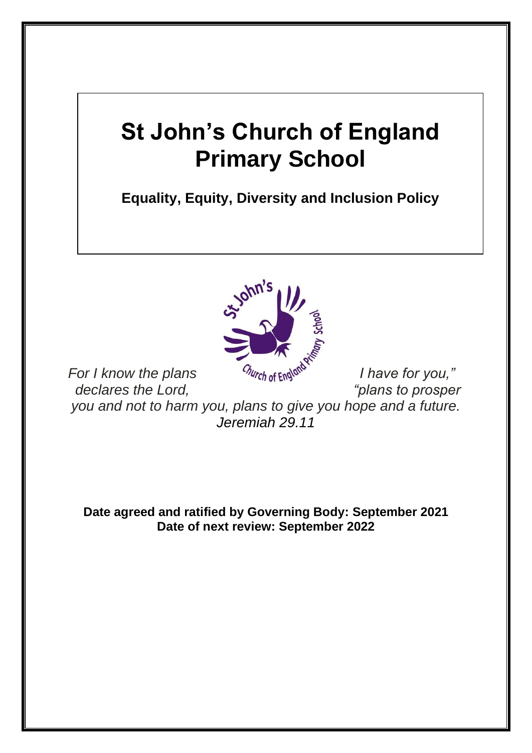# St John's Church of England Primary School

## Equality, Equity, Diversity and Inclusion Policy

*For I know the plans I have for you," declares the Lord, "plans to prosper you and not to harm you, plans to give you hope and a future. Jeremiah 29.11*

**Date agreed and ratified by Governing Body: September 2021**
**Date of next review: September 2022**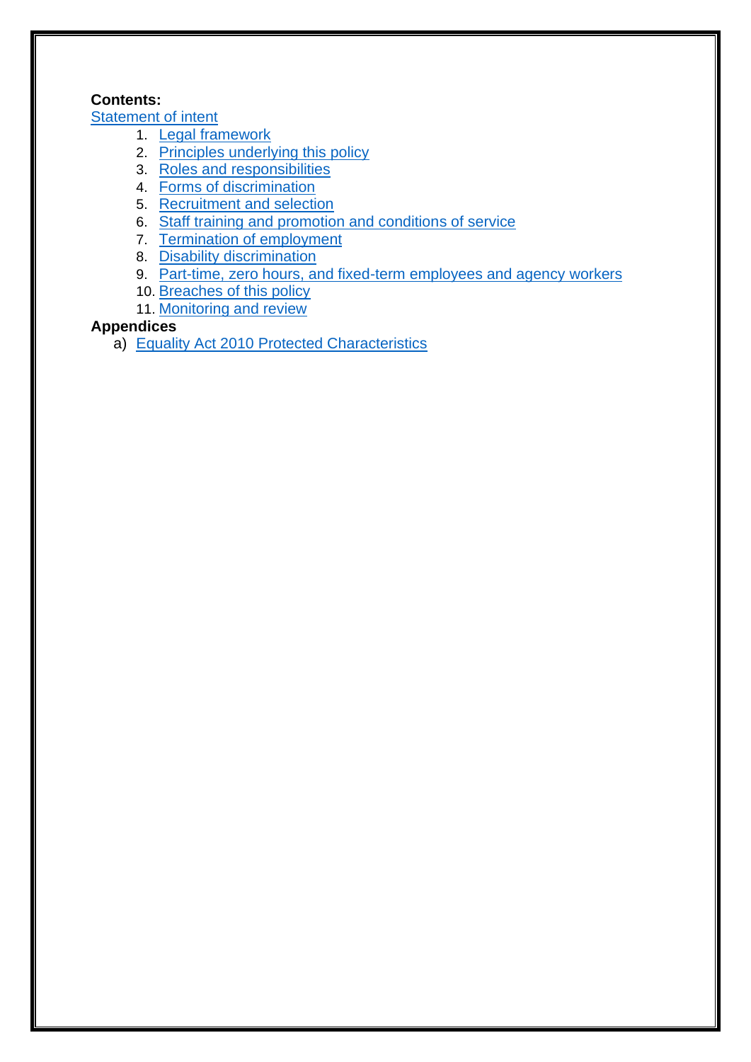**Contents:**

[Statement of intent]

1. [Legal framework]
2. [Principles underlying this policy]
3. [Roles and responsibilities]
4. [Forms of discrimination]
5. [Recruitment and selection]
6. [Staff training and promotion and conditions of service]
7. [Termination of employment]
8. [Disability discrimination]
9. [Part-time, zero hours, and fixed-term employees and agency workers]
10. [Breaches of this policy]
11. [Monitoring and review]

**Appendices**

a) [Equality Act 2010 Protected Characteristics]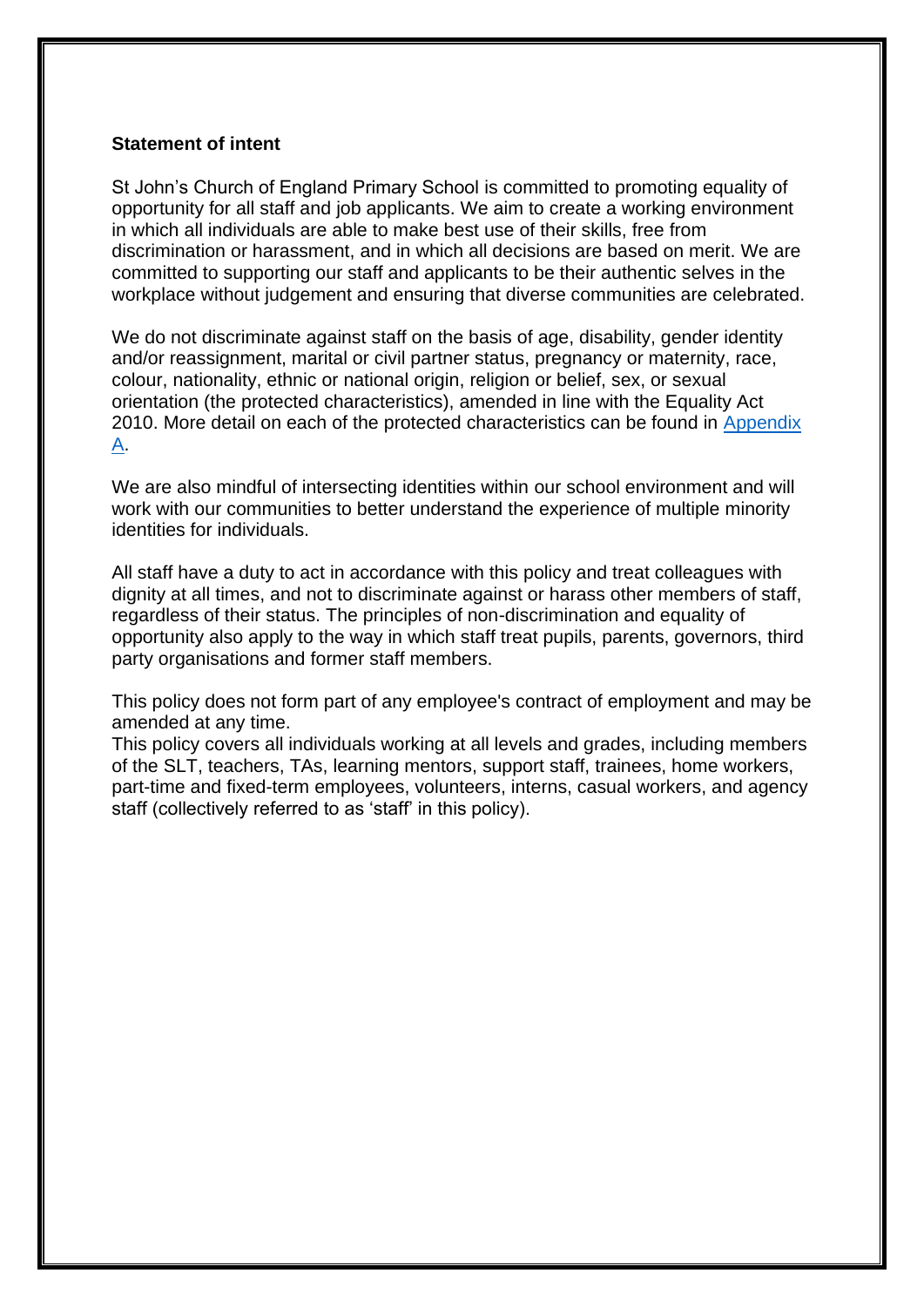**Statement of intent**

St John's Church of England Primary School is committed to promoting equality of opportunity for all staff and job applicants. We aim to create a working environment in which all individuals are able to make best use of their skills, free from discrimination or harassment, and in which all decisions are based on merit. We are committed to supporting our staff and applicants to be their authentic selves in the workplace without judgement and ensuring that diverse communities are celebrated.

We do not discriminate against staff on the basis of age, disability, gender identity and/or reassignment, marital or civil partner status, pregnancy or maternity, race, colour, nationality, ethnic or national origin, religion or belief, sex, or sexual orientation (the protected characteristics), amended in line with the Equality Act 2010. More detail on each of the protected characteristics can be found in Appendix A.

We are also mindful of intersecting identities within our school environment and will work with our communities to better understand the experience of multiple minority identities for individuals.

All staff have a duty to act in accordance with this policy and treat colleagues with dignity at all times, and not to discriminate against or harass other members of staff, regardless of their status. The principles of non-discrimination and equality of opportunity also apply to the way in which staff treat pupils, parents, governors, third party organisations and former staff members.

This policy does not form part of any employee's contract of employment and may be amended at any time.
This policy covers all individuals working at all levels and grades, including members of the SLT, teachers, TAs, learning mentors, support staff, trainees, home workers, part-time and fixed-term employees, volunteers, interns, casual workers, and agency staff (collectively referred to as 'staff' in this policy).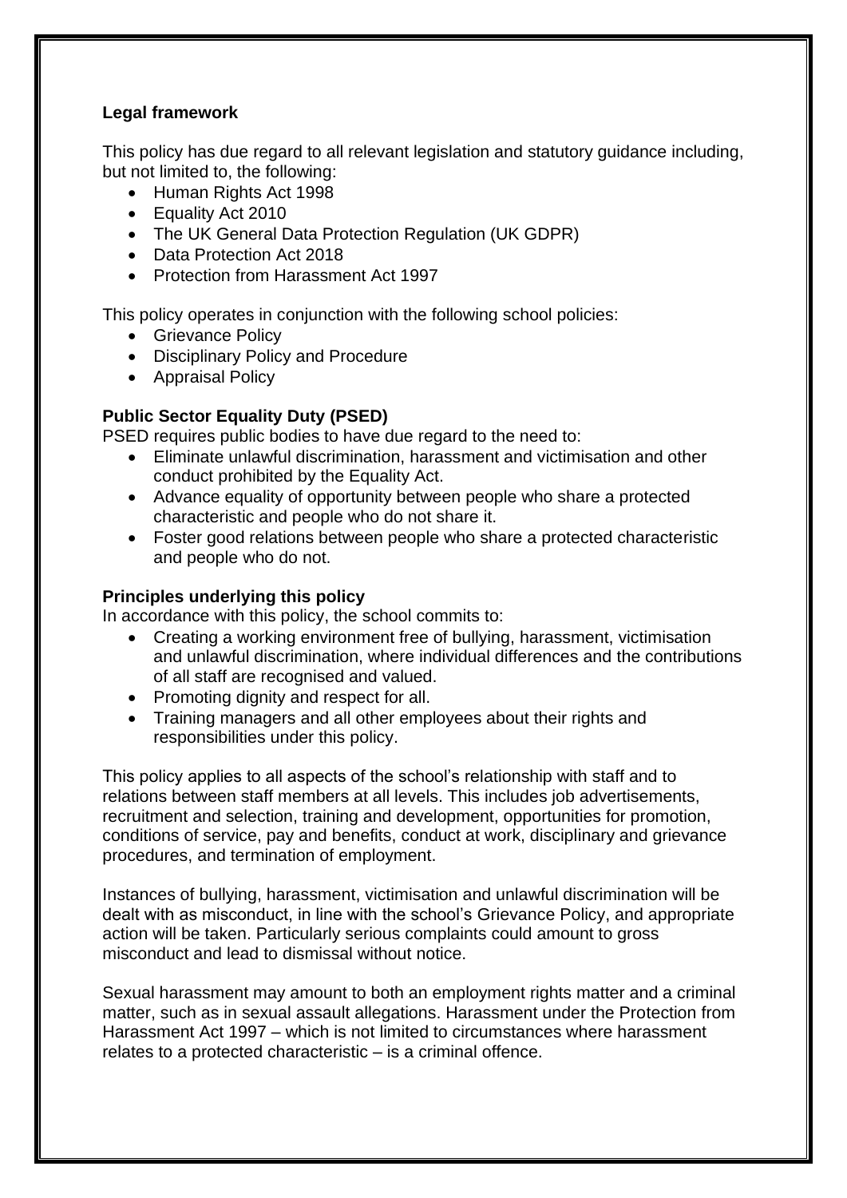**Legal framework**

This policy has due regard to all relevant legislation and statutory guidance including, but not limited to, the following:

- Human Rights Act 1998
- Equality Act 2010
- The UK General Data Protection Regulation (UK GDPR)
- Data Protection Act 2018
- Protection from Harassment Act 1997

This policy operates in conjunction with the following school policies:

- Grievance Policy
- Disciplinary Policy and Procedure
- Appraisal Policy

**Public Sector Equality Duty (PSED)**

PSED requires public bodies to have due regard to the need to:

- Eliminate unlawful discrimination, harassment and victimisation and other conduct prohibited by the Equality Act.
- Advance equality of opportunity between people who share a protected characteristic and people who do not share it.
- Foster good relations between people who share a protected characteristic and people who do not.

**Principles underlying this policy**

In accordance with this policy, the school commits to:

- Creating a working environment free of bullying, harassment, victimisation and unlawful discrimination, where individual differences and the contributions of all staff are recognised and valued.
- Promoting dignity and respect for all.
- Training managers and all other employees about their rights and responsibilities under this policy.

This policy applies to all aspects of the school's relationship with staff and to relations between staff members at all levels. This includes job advertisements, recruitment and selection, training and development, opportunities for promotion, conditions of service, pay and benefits, conduct at work, disciplinary and grievance procedures, and termination of employment.

Instances of bullying, harassment, victimisation and unlawful discrimination will be dealt with as misconduct, in line with the school's Grievance Policy, and appropriate action will be taken. Particularly serious complaints could amount to gross misconduct and lead to dismissal without notice.

Sexual harassment may amount to both an employment rights matter and a criminal matter, such as in sexual assault allegations. Harassment under the Protection from Harassment Act 1997 – which is not limited to circumstances where harassment relates to a protected characteristic – is a criminal offence.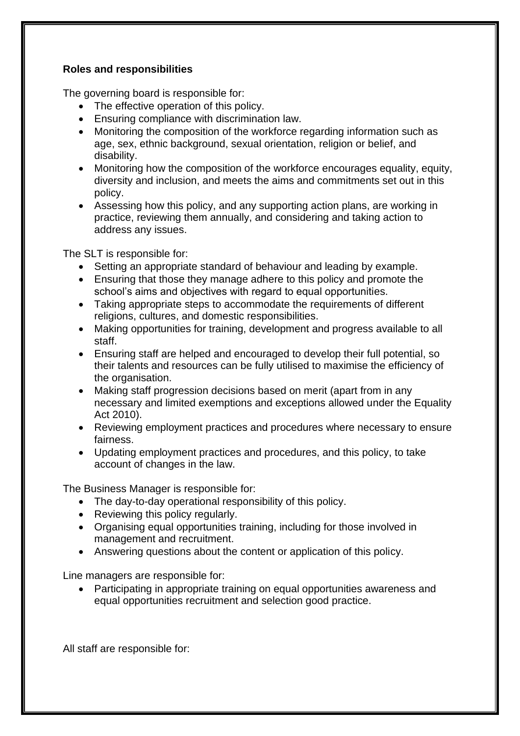**Roles and responsibilities**

The governing board is responsible for:

- The effective operation of this policy.
- Ensuring compliance with discrimination law.
- Monitoring the composition of the workforce regarding information such as age, sex, ethnic background, sexual orientation, religion or belief, and disability.
- Monitoring how the composition of the workforce encourages equality, equity, diversity and inclusion, and meets the aims and commitments set out in this policy.
- Assessing how this policy, and any supporting action plans, are working in practice, reviewing them annually, and considering and taking action to address any issues.

The SLT is responsible for:

- Setting an appropriate standard of behaviour and leading by example.
- Ensuring that those they manage adhere to this policy and promote the school's aims and objectives with regard to equal opportunities.
- Taking appropriate steps to accommodate the requirements of different religions, cultures, and domestic responsibilities.
- Making opportunities for training, development and progress available to all staff.
- Ensuring staff are helped and encouraged to develop their full potential, so their talents and resources can be fully utilised to maximise the efficiency of the organisation.
- Making staff progression decisions based on merit (apart from in any necessary and limited exemptions and exceptions allowed under the Equality Act 2010).
- Reviewing employment practices and procedures where necessary to ensure fairness.
- Updating employment practices and procedures, and this policy, to take account of changes in the law.

The Business Manager is responsible for:

- The day-to-day operational responsibility of this policy.
- Reviewing this policy regularly.
- Organising equal opportunities training, including for those involved in management and recruitment.
- Answering questions about the content or application of this policy.

Line managers are responsible for:

- Participating in appropriate training on equal opportunities awareness and equal opportunities recruitment and selection good practice.

All staff are responsible for: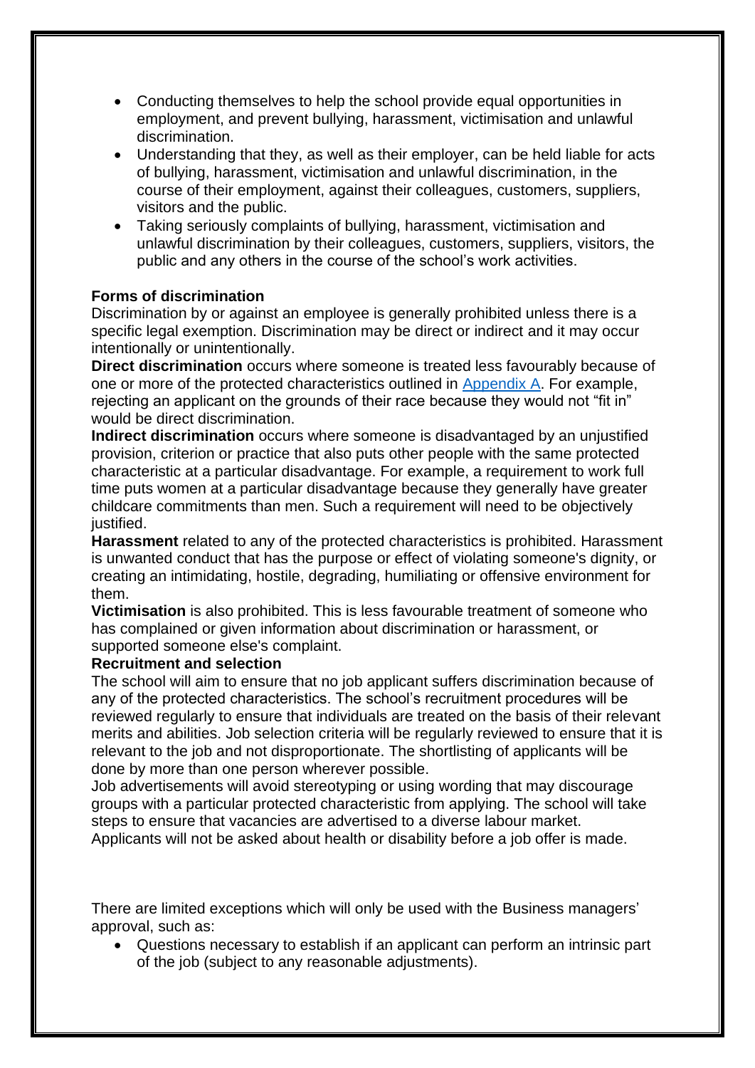- Conducting themselves to help the school provide equal opportunities in employment, and prevent bullying, harassment, victimisation and unlawful discrimination.
- Understanding that they, as well as their employer, can be held liable for acts of bullying, harassment, victimisation and unlawful discrimination, in the course of their employment, against their colleagues, customers, suppliers, visitors and the public.
- Taking seriously complaints of bullying, harassment, victimisation and unlawful discrimination by their colleagues, customers, suppliers, visitors, the public and any others in the course of the school's work activities.

**Forms of discrimination**

Discrimination by or against an employee is generally prohibited unless there is a specific legal exemption. Discrimination may be direct or indirect and it may occur intentionally or unintentionally.

**Direct discrimination** occurs where someone is treated less favourably because of one or more of the protected characteristics outlined in [Appendix A](#). For example, rejecting an applicant on the grounds of their race because they would not "fit in" would be direct discrimination.

**Indirect discrimination** occurs where someone is disadvantaged by an unjustified provision, criterion or practice that also puts other people with the same protected characteristic at a particular disadvantage. For example, a requirement to work full time puts women at a particular disadvantage because they generally have greater childcare commitments than men. Such a requirement will need to be objectively justified.

**Harassment** related to any of the protected characteristics is prohibited. Harassment is unwanted conduct that has the purpose or effect of violating someone's dignity, or creating an intimidating, hostile, degrading, humiliating or offensive environment for them.

**Victimisation** is also prohibited. This is less favourable treatment of someone who has complained or given information about discrimination or harassment, or supported someone else's complaint.

**Recruitment and selection**

The school will aim to ensure that no job applicant suffers discrimination because of any of the protected characteristics. The school's recruitment procedures will be reviewed regularly to ensure that individuals are treated on the basis of their relevant merits and abilities. Job selection criteria will be regularly reviewed to ensure that it is relevant to the job and not disproportionate. The shortlisting of applicants will be done by more than one person wherever possible.

Job advertisements will avoid stereotyping or using wording that may discourage groups with a particular protected characteristic from applying. The school will take steps to ensure that vacancies are advertised to a diverse labour market.

Applicants will not be asked about health or disability before a job offer is made.

There are limited exceptions which will only be used with the Business managers' approval, such as:

- Questions necessary to establish if an applicant can perform an intrinsic part of the job (subject to any reasonable adjustments).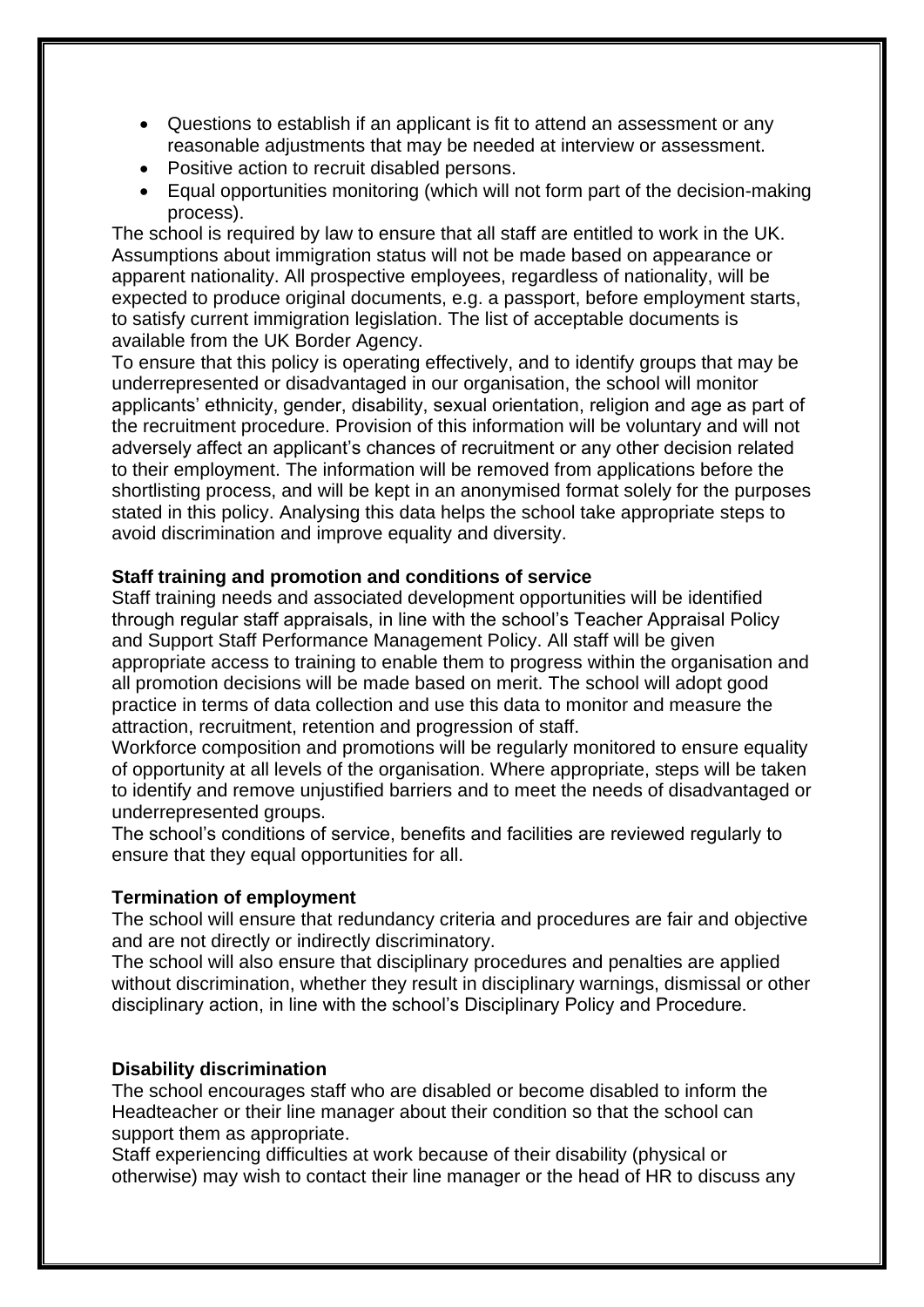- Questions to establish if an applicant is fit to attend an assessment or any reasonable adjustments that may be needed at interview or assessment.
- Positive action to recruit disabled persons.
- Equal opportunities monitoring (which will not form part of the decision-making process).

The school is required by law to ensure that all staff are entitled to work in the UK. Assumptions about immigration status will not be made based on appearance or apparent nationality. All prospective employees, regardless of nationality, will be expected to produce original documents, e.g. a passport, before employment starts, to satisfy current immigration legislation. The list of acceptable documents is available from the UK Border Agency.

To ensure that this policy is operating effectively, and to identify groups that may be underrepresented or disadvantaged in our organisation, the school will monitor applicants' ethnicity, gender, disability, sexual orientation, religion and age as part of the recruitment procedure. Provision of this information will be voluntary and will not adversely affect an applicant's chances of recruitment or any other decision related to their employment. The information will be removed from applications before the shortlisting process, and will be kept in an anonymised format solely for the purposes stated in this policy. Analysing this data helps the school take appropriate steps to avoid discrimination and improve equality and diversity.

**Staff training and promotion and conditions of service**

Staff training needs and associated development opportunities will be identified through regular staff appraisals, in line with the school's Teacher Appraisal Policy and Support Staff Performance Management Policy. All staff will be given appropriate access to training to enable them to progress within the organisation and all promotion decisions will be made based on merit. The school will adopt good practice in terms of data collection and use this data to monitor and measure the attraction, recruitment, retention and progression of staff.

Workforce composition and promotions will be regularly monitored to ensure equality of opportunity at all levels of the organisation. Where appropriate, steps will be taken to identify and remove unjustified barriers and to meet the needs of disadvantaged or underrepresented groups.

The school's conditions of service, benefits and facilities are reviewed regularly to ensure that they equal opportunities for all.

**Termination of employment**

The school will ensure that redundancy criteria and procedures are fair and objective and are not directly or indirectly discriminatory.

The school will also ensure that disciplinary procedures and penalties are applied without discrimination, whether they result in disciplinary warnings, dismissal or other disciplinary action, in line with the school's Disciplinary Policy and Procedure.

**Disability discrimination**

The school encourages staff who are disabled or become disabled to inform the Headteacher or their line manager about their condition so that the school can support them as appropriate.

Staff experiencing difficulties at work because of their disability (physical or otherwise) may wish to contact their line manager or the head of HR to discuss any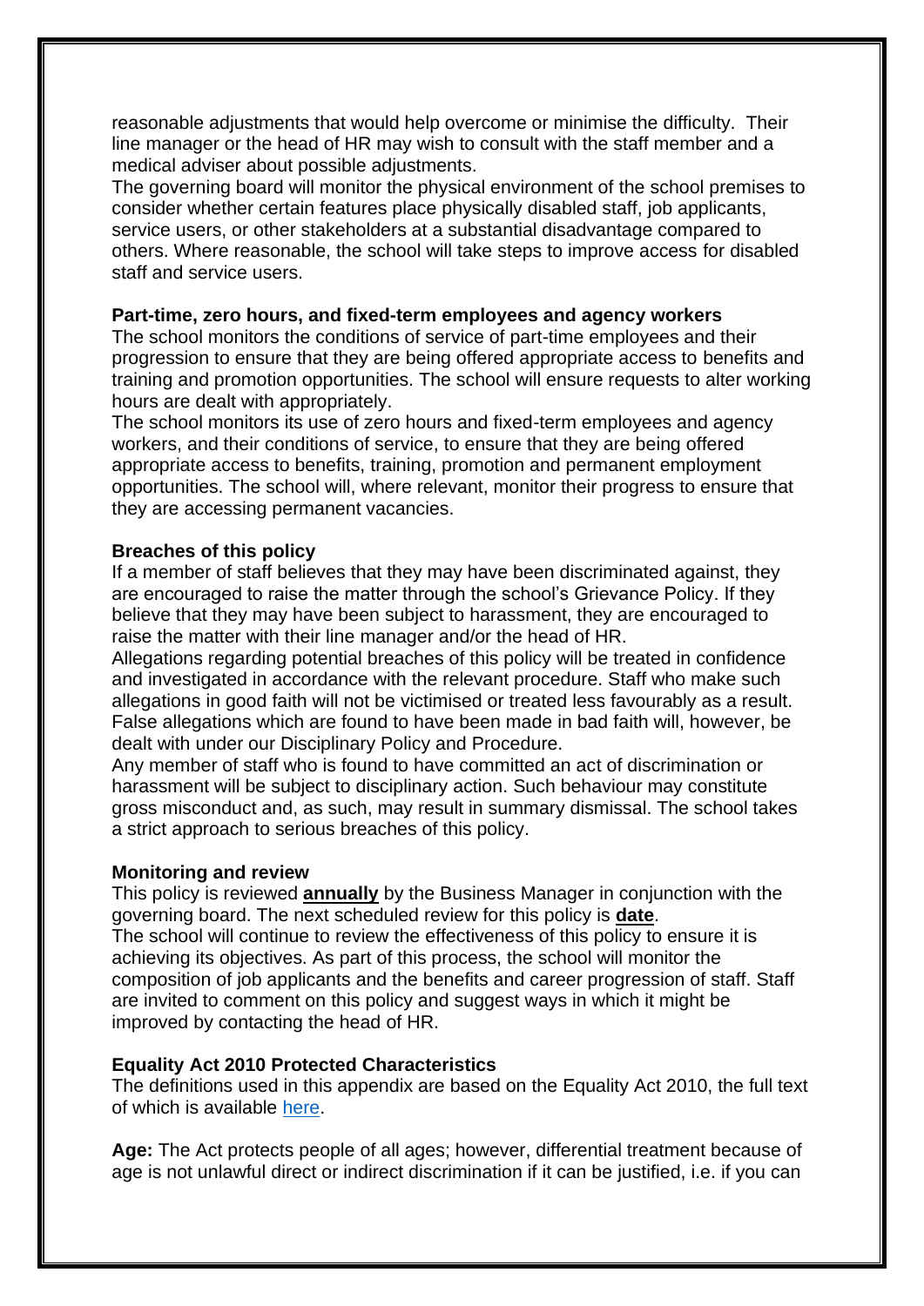reasonable adjustments that would help overcome or minimise the difficulty. Their line manager or the head of HR may wish to consult with the staff member and a medical adviser about possible adjustments.

The governing board will monitor the physical environment of the school premises to consider whether certain features place physically disabled staff, job applicants, service users, or other stakeholders at a substantial disadvantage compared to others. Where reasonable, the school will take steps to improve access for disabled staff and service users.

**Part-time, zero hours, and fixed-term employees and agency workers**

The school monitors the conditions of service of part-time employees and their progression to ensure that they are being offered appropriate access to benefits and training and promotion opportunities. The school will ensure requests to alter working hours are dealt with appropriately.

The school monitors its use of zero hours and fixed-term employees and agency workers, and their conditions of service, to ensure that they are being offered appropriate access to benefits, training, promotion and permanent employment opportunities. The school will, where relevant, monitor their progress to ensure that they are accessing permanent vacancies.

**Breaches of this policy**

If a member of staff believes that they may have been discriminated against, they are encouraged to raise the matter through the school's Grievance Policy. If they believe that they may have been subject to harassment, they are encouraged to raise the matter with their line manager and/or the head of HR.

Allegations regarding potential breaches of this policy will be treated in confidence and investigated in accordance with the relevant procedure. Staff who make such allegations in good faith will not be victimised or treated less favourably as a result. False allegations which are found to have been made in bad faith will, however, be dealt with under our Disciplinary Policy and Procedure.

Any member of staff who is found to have committed an act of discrimination or harassment will be subject to disciplinary action. Such behaviour may constitute gross misconduct and, as such, may result in summary dismissal. The school takes a strict approach to serious breaches of this policy.

**Monitoring and review**

This policy is reviewed **annually** by the Business Manager in conjunction with the governing board. The next scheduled review for this policy is **date**.

The school will continue to review the effectiveness of this policy to ensure it is achieving its objectives. As part of this process, the school will monitor the composition of job applicants and the benefits and career progression of staff. Staff are invited to comment on this policy and suggest ways in which it might be improved by contacting the head of HR.

**Equality Act 2010 Protected Characteristics**

The definitions used in this appendix are based on the Equality Act 2010, the full text of which is available here.

**Age:** The Act protects people of all ages; however, differential treatment because of age is not unlawful direct or indirect discrimination if it can be justified, i.e. if you can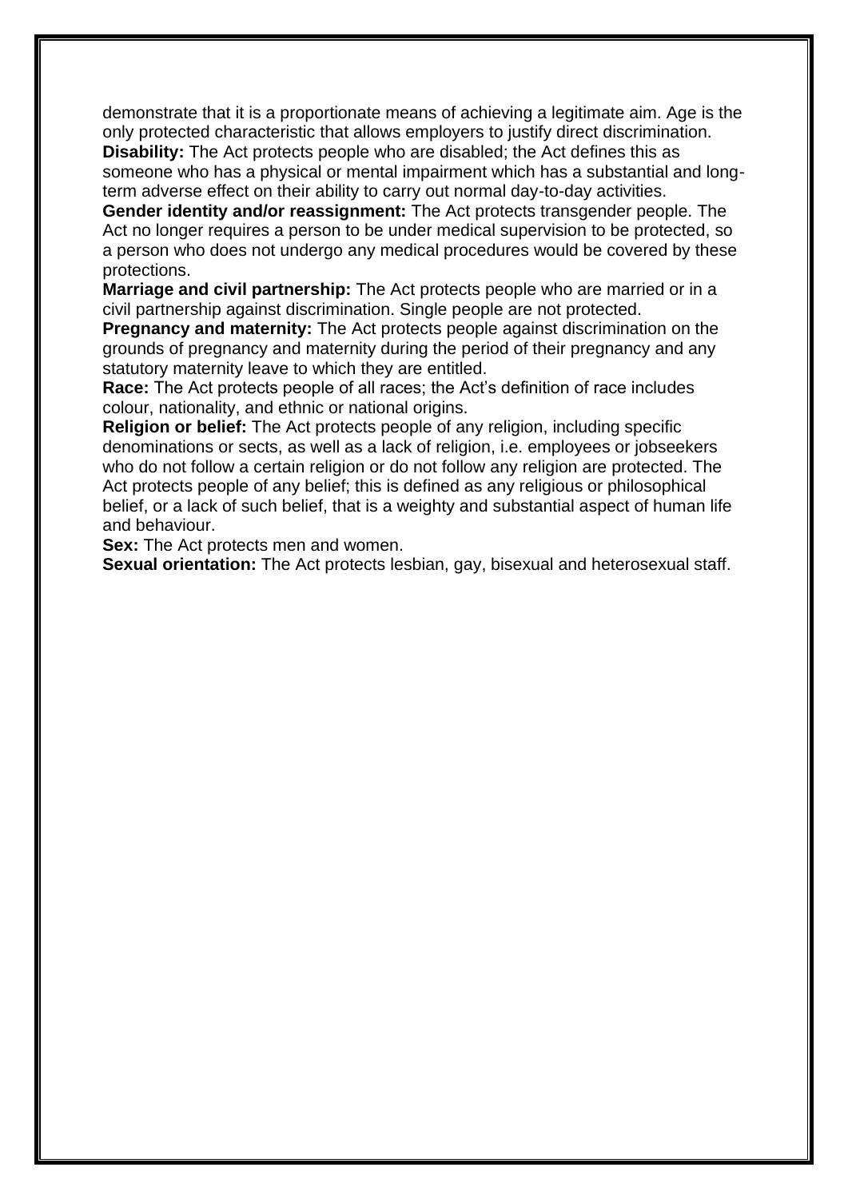demonstrate that it is a proportionate means of achieving a legitimate aim. Age is the only protected characteristic that allows employers to justify direct discrimination.

**Disability:** The Act protects people who are disabled; the Act defines this as someone who has a physical or mental impairment which has a substantial and long-term adverse effect on their ability to carry out normal day-to-day activities.

**Gender identity and/or reassignment:** The Act protects transgender people. The Act no longer requires a person to be under medical supervision to be protected, so a person who does not undergo any medical procedures would be covered by these protections.

**Marriage and civil partnership:** The Act protects people who are married or in a civil partnership against discrimination. Single people are not protected.

**Pregnancy and maternity:** The Act protects people against discrimination on the grounds of pregnancy and maternity during the period of their pregnancy and any statutory maternity leave to which they are entitled.

**Race:** The Act protects people of all races; the Act's definition of race includes colour, nationality, and ethnic or national origins.

**Religion or belief:** The Act protects people of any religion, including specific denominations or sects, as well as a lack of religion, i.e. employees or jobseekers who do not follow a certain religion or do not follow any religion are protected. The Act protects people of any belief; this is defined as any religious or philosophical belief, or a lack of such belief, that is a weighty and substantial aspect of human life and behaviour.

**Sex:** The Act protects men and women.

**Sexual orientation:** The Act protects lesbian, gay, bisexual and heterosexual staff.